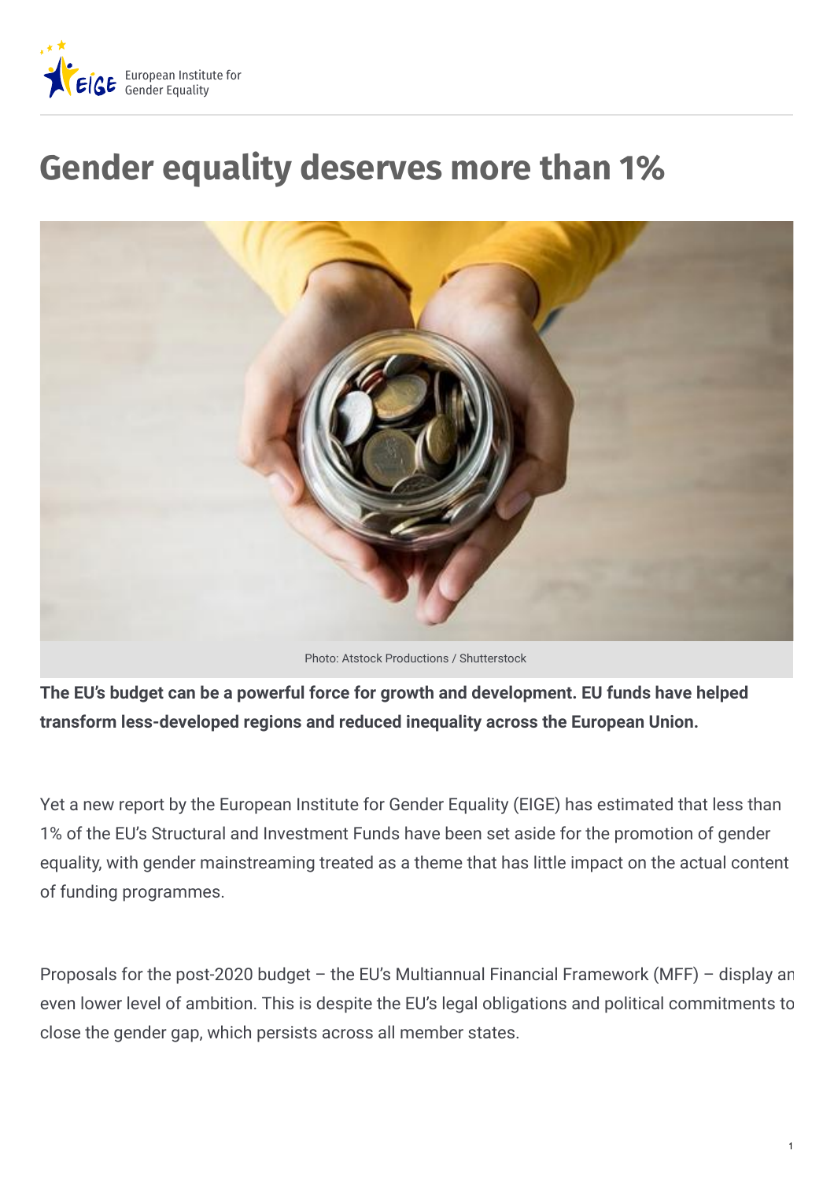# Gender equality deserves more than 1%

Photo: Atstock Productions / Shutterstock

**The EU's budget can be a powerful force for growth and development. EU funds have helped transform less-developed regions and reduced inequality across the European Union.**

Yet a new report by the European Institute for Gender Equality (EIGE) has estimated that less than 1% of the EU's Structural and Investment Funds have been set aside for the promotion of gender equality, with gender mainstreaming treated as a theme that has little impact on the actual content of funding programmes.

Proposals for the post-2020 budget – the EU's Multiannual Financial Framework (MFF) – display an even lower level of ambition. This is despite the EU's legal obligations and political commitments to close the gender gap, which persists across all member states.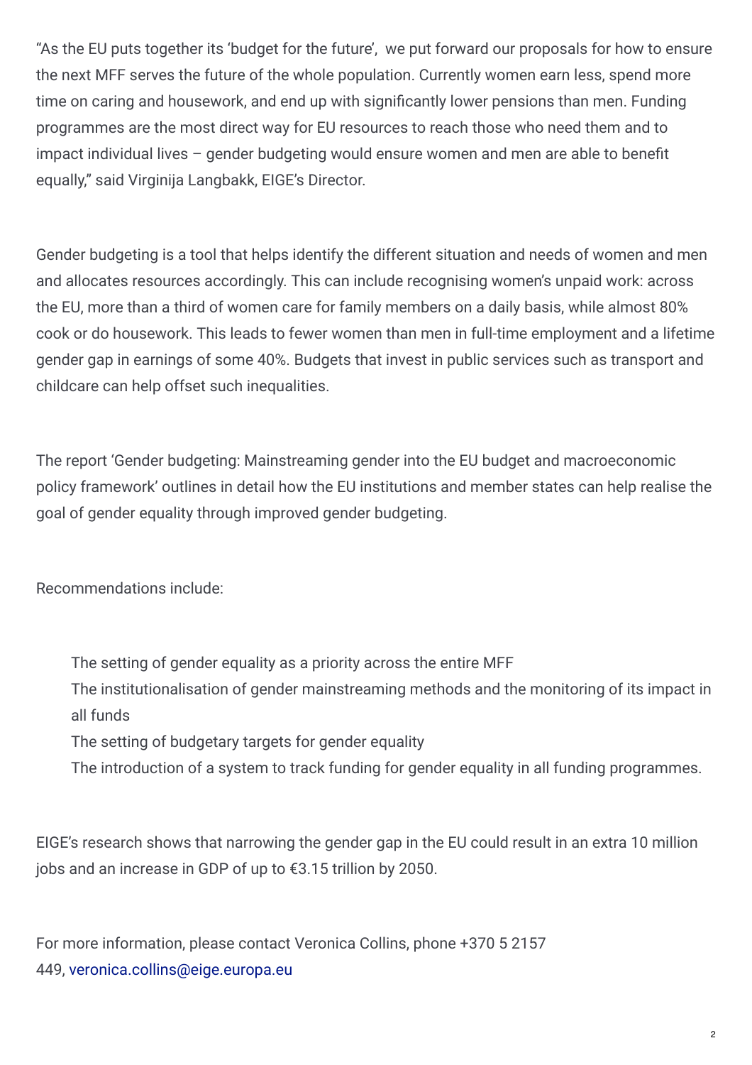"As the EU puts together its 'budget for the future', we put forward our proposals for how to ensure the next MFF serves the future of the whole population. Currently women earn less, spend more time on caring and housework, and end up with significantly lower pensions than men. Funding programmes are the most direct way for EU resources to reach those who need them and to impact individual lives – gender budgeting would ensure women and men are able to benefit equally," said Virginija Langbakk, EIGE's Director.

Gender budgeting is a tool that helps identify the different situation and needs of women and men and allocates resources accordingly. This can include recognising women's unpaid work: across the EU, more than a third of women care for family members on a daily basis, while almost 80% cook or do housework. This leads to fewer women than men in full-time employment and a lifetime gender gap in earnings of some 40%. Budgets that invest in public services such as transport and childcare can help offset such inequalities.

The report 'Gender budgeting: Mainstreaming gender into the EU budget and macroeconomic policy framework' outlines in detail how the EU institutions and member states can help realise the goal of gender equality through improved gender budgeting.

Recommendations include:

- The setting of gender equality as a priority across the entire MFF
- The institutionalisation of gender mainstreaming methods and the monitoring of its impact in all funds
- The setting of budgetary targets for gender equality
- The introduction of a system to track funding for gender equality in all funding programmes.

EIGE's research shows that narrowing the gender gap in the EU could result in an extra 10 million jobs and an increase in GDP of up to €3.15 trillion by 2050.

For more information, please contact Veronica Collins, phone +370 5 2157 449, veronica.collins@eige.europa.eu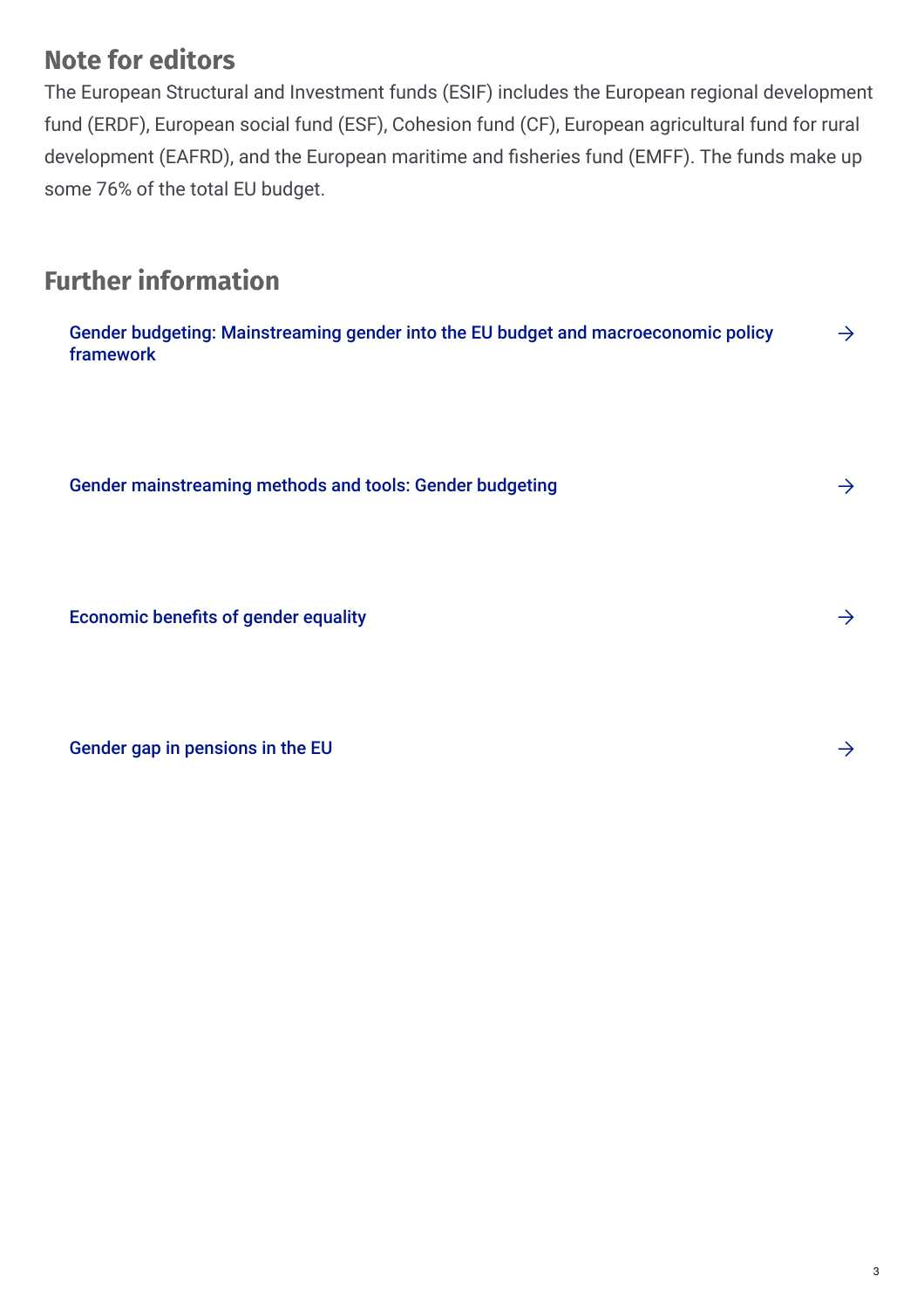## Note for editors

The European Structural and Investment funds (ESIF) includes the European regional development fund (ERDF), European social fund (ESF), Cohesion fund (CF), European agricultural fund for rural development (EAFRD), and the European maritime and fisheries fund (EMFF). The funds make up some 76% of the total EU budget.

## Further information

Gender budgeting: Mainstreaming gender into the EU budget and macroeconomic policy framework →

Gender mainstreaming methods and tools: Gender budgeting →

Economic benefits of gender equality →

Gender gap in pensions in the EU →